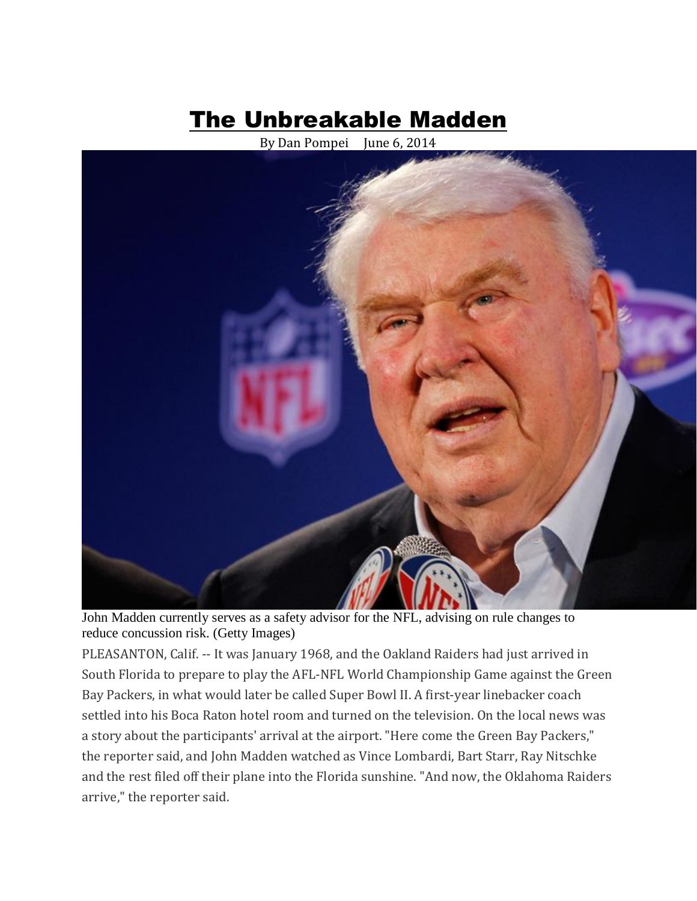# The Unbreakable Madden

By Dan Pompei June 6, 2014

John Madden currently serves as a safety advisor for the NFL, advising on rule changes to reduce concussion risk. (Getty Images)

PLEASANTON, Calif. -- It was January 1968, and the Oakland Raiders had just arrived in South Florida to prepare to play the AFL-NFL World Championship Game against the Green Bay Packers, in what would later be called Super Bowl II. A first-year linebacker coach settled into his Boca Raton hotel room and turned on the television. On the local news was a story about the participants' arrival at the airport. "Here come the Green Bay Packers," the reporter said, and John Madden watched as Vince Lombardi, Bart Starr, Ray Nitschke and the rest filed off their plane into the Florida sunshine. "And now, the Oklahoma Raiders arrive," the reporter said.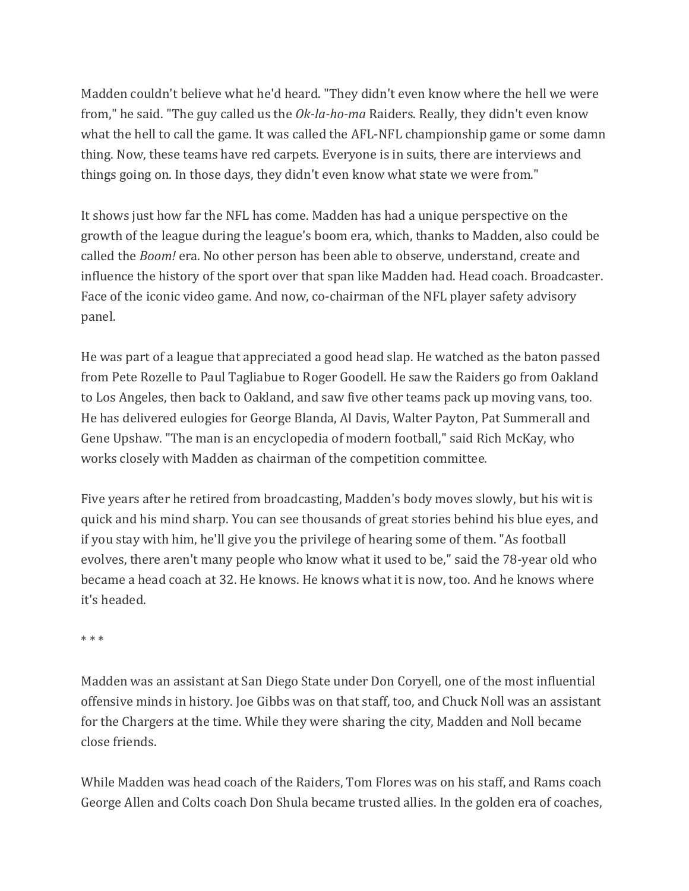Madden couldn't believe what he'd heard. "They didn't even know where the hell we were from," he said. "The guy called us the *Ok-la-ho-ma* Raiders. Really, they didn't even know what the hell to call the game. It was called the AFL-NFL championship game or some damn thing. Now, these teams have red carpets. Everyone is in suits, there are interviews and things going on. In those days, they didn't even know what state we were from."

It shows just how far the NFL has come. Madden has had a unique perspective on the growth of the league during the league's boom era, which, thanks to Madden, also could be called the *Boom!* era. No other person has been able to observe, understand, create and influence the history of the sport over that span like Madden had. Head coach. Broadcaster. Face of the iconic video game. And now, co-chairman of the NFL player safety advisory panel.

He was part of a league that appreciated a good head slap. He watched as the baton passed from Pete Rozelle to Paul Tagliabue to Roger Goodell. He saw the Raiders go from Oakland to Los Angeles, then back to Oakland, and saw five other teams pack up moving vans, too. He has delivered eulogies for George Blanda, Al Davis, Walter Payton, Pat Summerall and Gene Upshaw. "The man is an encyclopedia of modern football," said Rich McKay, who works closely with Madden as chairman of the competition committee.

Five years after he retired from broadcasting, Madden's body moves slowly, but his wit is quick and his mind sharp. You can see thousands of great stories behind his blue eyes, and if you stay with him, he'll give you the privilege of hearing some of them. "As football evolves, there aren't many people who know what it used to be," said the 78-year old who became a head coach at 32. He knows. He knows what it is now, too. And he knows where it's headed.

* * *

Madden was an assistant at San Diego State under Don Coryell, one of the most influential offensive minds in history. Joe Gibbs was on that staff, too, and Chuck Noll was an assistant for the Chargers at the time. While they were sharing the city, Madden and Noll became close friends.

While Madden was head coach of the Raiders, Tom Flores was on his staff, and Rams coach George Allen and Colts coach Don Shula became trusted allies. In the golden era of coaches,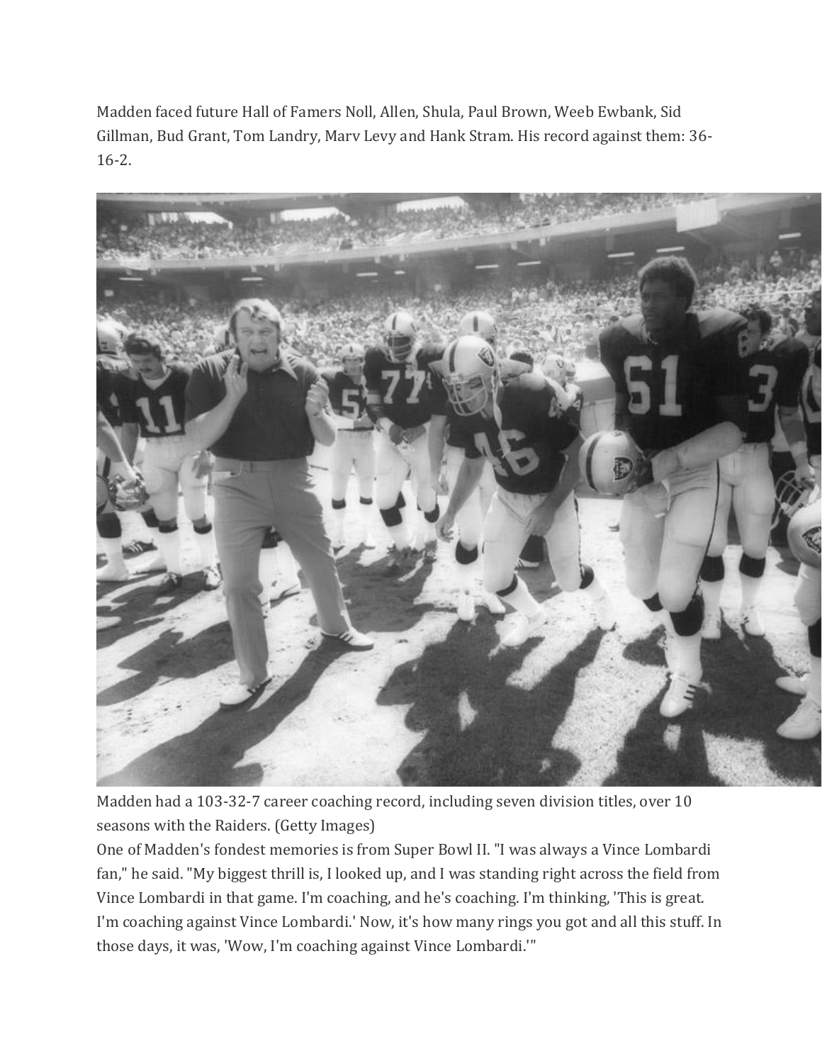Madden faced future Hall of Famers Noll, Allen, Shula, Paul Brown, Weeb Ewbank, Sid Gillman, Bud Grant, Tom Landry, Marv Levy and Hank Stram. His record against them: 36-16-2.

Madden had a 103-32-7 career coaching record, including seven division titles, over 10 seasons with the Raiders. (Getty Images)

One of Madden's fondest memories is from Super Bowl II. "I was always a Vince Lombardi fan," he said. "My biggest thrill is, I looked up, and I was standing right across the field from Vince Lombardi in that game. I'm coaching, and he's coaching. I'm thinking, 'This is great. I'm coaching against Vince Lombardi.' Now, it's how many rings you got and all this stuff. In those days, it was, 'Wow, I'm coaching against Vince Lombardi.'"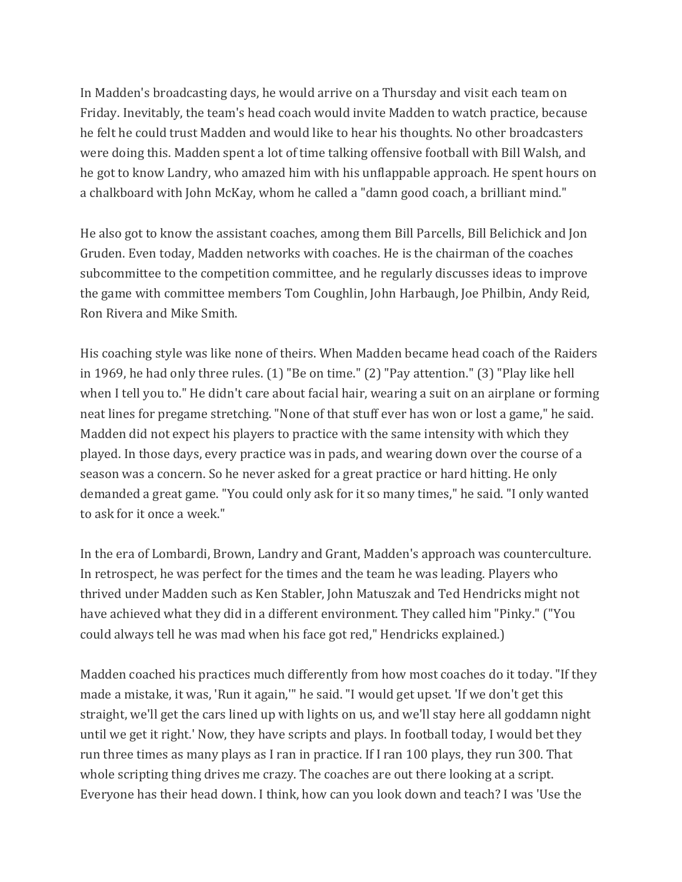In Madden's broadcasting days, he would arrive on a Thursday and visit each team on Friday. Inevitably, the team's head coach would invite Madden to watch practice, because he felt he could trust Madden and would like to hear his thoughts. No other broadcasters were doing this. Madden spent a lot of time talking offensive football with Bill Walsh, and he got to know Landry, who amazed him with his unflappable approach. He spent hours on a chalkboard with John McKay, whom he called a "damn good coach, a brilliant mind."

He also got to know the assistant coaches, among them Bill Parcells, Bill Belichick and Jon Gruden. Even today, Madden networks with coaches. He is the chairman of the coaches subcommittee to the competition committee, and he regularly discusses ideas to improve the game with committee members Tom Coughlin, John Harbaugh, Joe Philbin, Andy Reid, Ron Rivera and Mike Smith.

His coaching style was like none of theirs. When Madden became head coach of the Raiders in 1969, he had only three rules. (1) "Be on time." (2) "Pay attention." (3) "Play like hell when I tell you to." He didn't care about facial hair, wearing a suit on an airplane or forming neat lines for pregame stretching. "None of that stuff ever has won or lost a game," he said. Madden did not expect his players to practice with the same intensity with which they played. In those days, every practice was in pads, and wearing down over the course of a season was a concern. So he never asked for a great practice or hard hitting. He only demanded a great game. "You could only ask for it so many times," he said. "I only wanted to ask for it once a week."

In the era of Lombardi, Brown, Landry and Grant, Madden's approach was counterculture. In retrospect, he was perfect for the times and the team he was leading. Players who thrived under Madden such as Ken Stabler, John Matuszak and Ted Hendricks might not have achieved what they did in a different environment. They called him "Pinky." ("You could always tell he was mad when his face got red," Hendricks explained.)

Madden coached his practices much differently from how most coaches do it today. "If they made a mistake, it was, 'Run it again,'" he said. "I would get upset. 'If we don't get this straight, we'll get the cars lined up with lights on us, and we'll stay here all goddamn night until we get it right.' Now, they have scripts and plays. In football today, I would bet they run three times as many plays as I ran in practice. If I ran 100 plays, they run 300. That whole scripting thing drives me crazy. The coaches are out there looking at a script. Everyone has their head down. I think, how can you look down and teach? I was 'Use the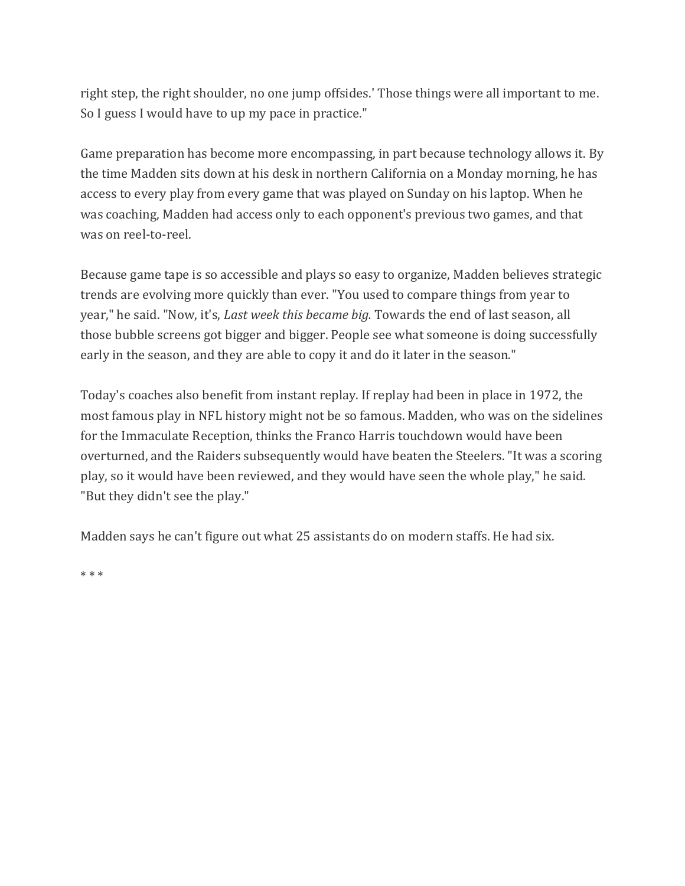right step, the right shoulder, no one jump offsides.' Those things were all important to me. So I guess I would have to up my pace in practice."

Game preparation has become more encompassing, in part because technology allows it. By the time Madden sits down at his desk in northern California on a Monday morning, he has access to every play from every game that was played on Sunday on his laptop. When he was coaching, Madden had access only to each opponent's previous two games, and that was on reel-to-reel.

Because game tape is so accessible and plays so easy to organize, Madden believes strategic trends are evolving more quickly than ever. "You used to compare things from year to year," he said. "Now, it's, *Last week this became big.* Towards the end of last season, all those bubble screens got bigger and bigger. People see what someone is doing successfully early in the season, and they are able to copy it and do it later in the season."

Today's coaches also benefit from instant replay. If replay had been in place in 1972, the most famous play in NFL history might not be so famous. Madden, who was on the sidelines for the Immaculate Reception, thinks the Franco Harris touchdown would have been overturned, and the Raiders subsequently would have beaten the Steelers. "It was a scoring play, so it would have been reviewed, and they would have seen the whole play," he said. "But they didn't see the play."

Madden says he can't figure out what 25 assistants do on modern staffs. He had six.

* * *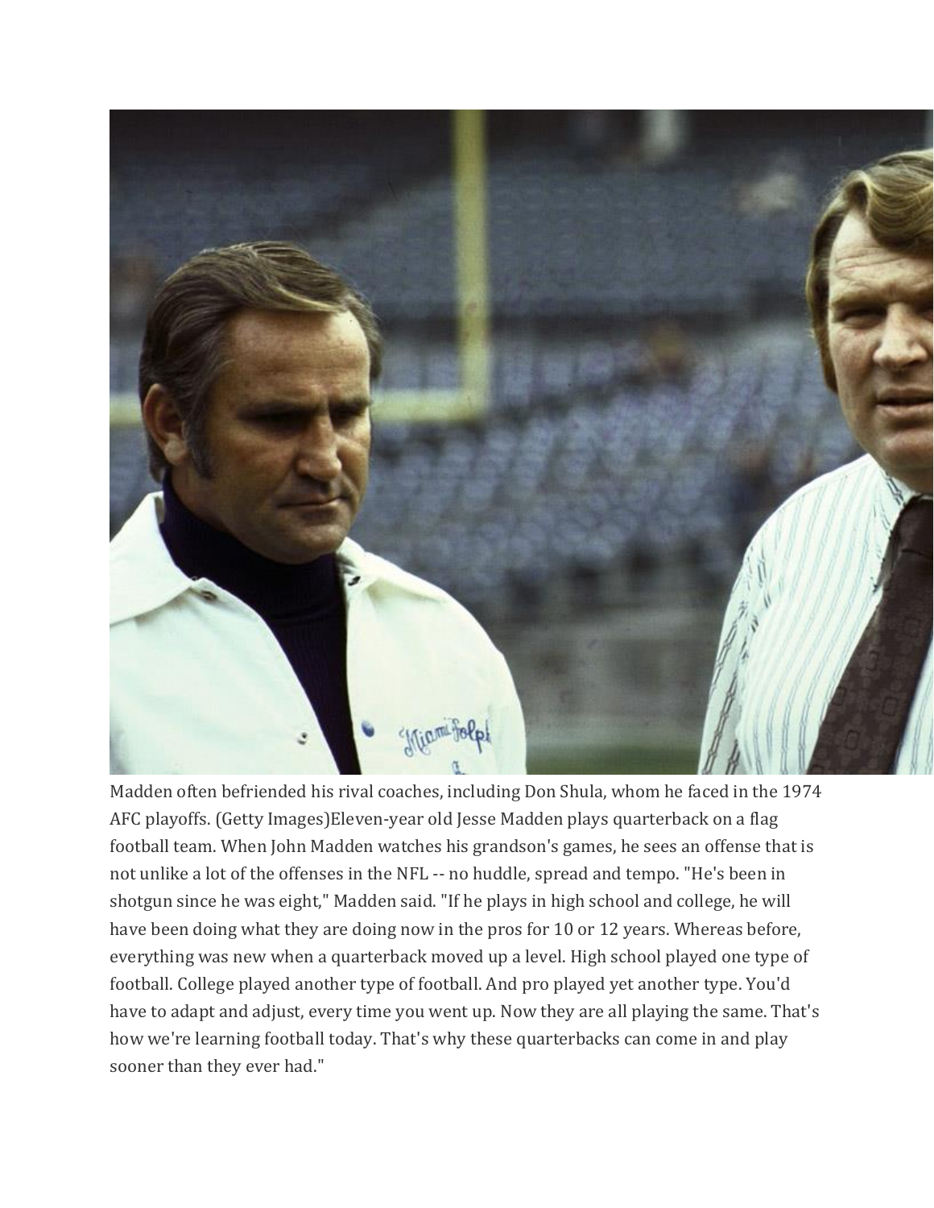Madden often befriended his rival coaches, including Don Shula, whom he faced in the 1974 AFC playoffs. (Getty Images)Eleven-year old Jesse Madden plays quarterback on a flag football team. When John Madden watches his grandson's games, he sees an offense that is not unlike a lot of the offenses in the NFL -- no huddle, spread and tempo. "He's been in shotgun since he was eight," Madden said. "If he plays in high school and college, he will have been doing what they are doing now in the pros for 10 or 12 years. Whereas before, everything was new when a quarterback moved up a level. High school played one type of football. College played another type of football. And pro played yet another type. You'd have to adapt and adjust, every time you went up. Now they are all playing the same. That's how we're learning football today. That's why these quarterbacks can come in and play sooner than they ever had."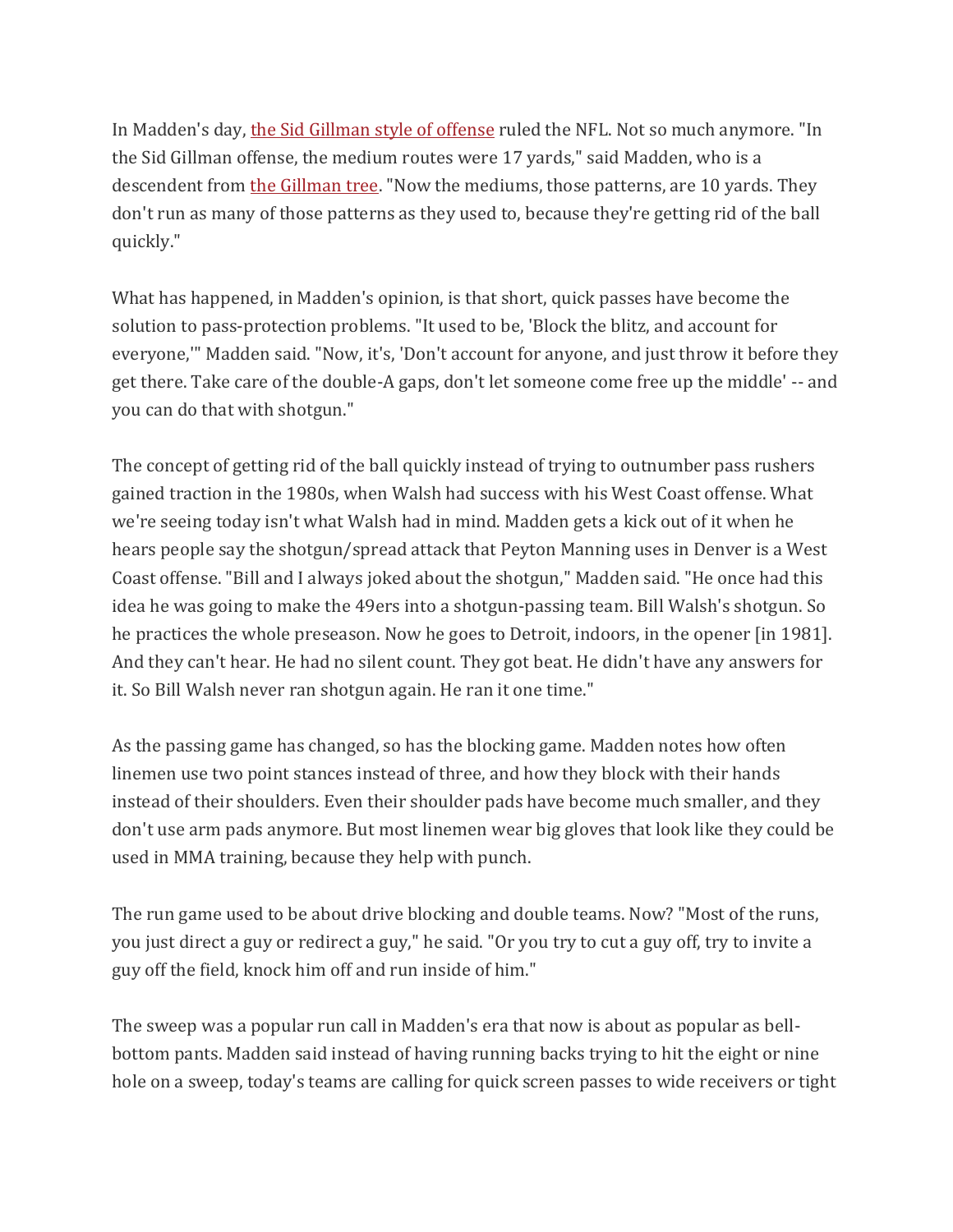In Madden's day, the Sid Gillman style of offense ruled the NFL. Not so much anymore. "In the Sid Gillman offense, the medium routes were 17 yards," said Madden, who is a descendent from the Gillman tree. "Now the mediums, those patterns, are 10 yards. They don't run as many of those patterns as they used to, because they're getting rid of the ball quickly."

What has happened, in Madden's opinion, is that short, quick passes have become the solution to pass-protection problems. "It used to be, 'Block the blitz, and account for everyone,'" Madden said. "Now, it's, 'Don't account for anyone, and just throw it before they get there. Take care of the double-A gaps, don't let someone come free up the middle' -- and you can do that with shotgun."

The concept of getting rid of the ball quickly instead of trying to outnumber pass rushers gained traction in the 1980s, when Walsh had success with his West Coast offense. What we're seeing today isn't what Walsh had in mind. Madden gets a kick out of it when he hears people say the shotgun/spread attack that Peyton Manning uses in Denver is a West Coast offense. "Bill and I always joked about the shotgun," Madden said. "He once had this idea he was going to make the 49ers into a shotgun-passing team. Bill Walsh's shotgun. So he practices the whole preseason. Now he goes to Detroit, indoors, in the opener [in 1981]. And they can't hear. He had no silent count. They got beat. He didn't have any answers for it. So Bill Walsh never ran shotgun again. He ran it one time."

As the passing game has changed, so has the blocking game. Madden notes how often linemen use two point stances instead of three, and how they block with their hands instead of their shoulders. Even their shoulder pads have become much smaller, and they don't use arm pads anymore. But most linemen wear big gloves that look like they could be used in MMA training, because they help with punch.

The run game used to be about drive blocking and double teams. Now? "Most of the runs, you just direct a guy or redirect a guy," he said. "Or you try to cut a guy off, try to invite a guy off the field, knock him off and run inside of him."

The sweep was a popular run call in Madden's era that now is about as popular as bell-bottom pants. Madden said instead of having running backs trying to hit the eight or nine hole on a sweep, today's teams are calling for quick screen passes to wide receivers or tight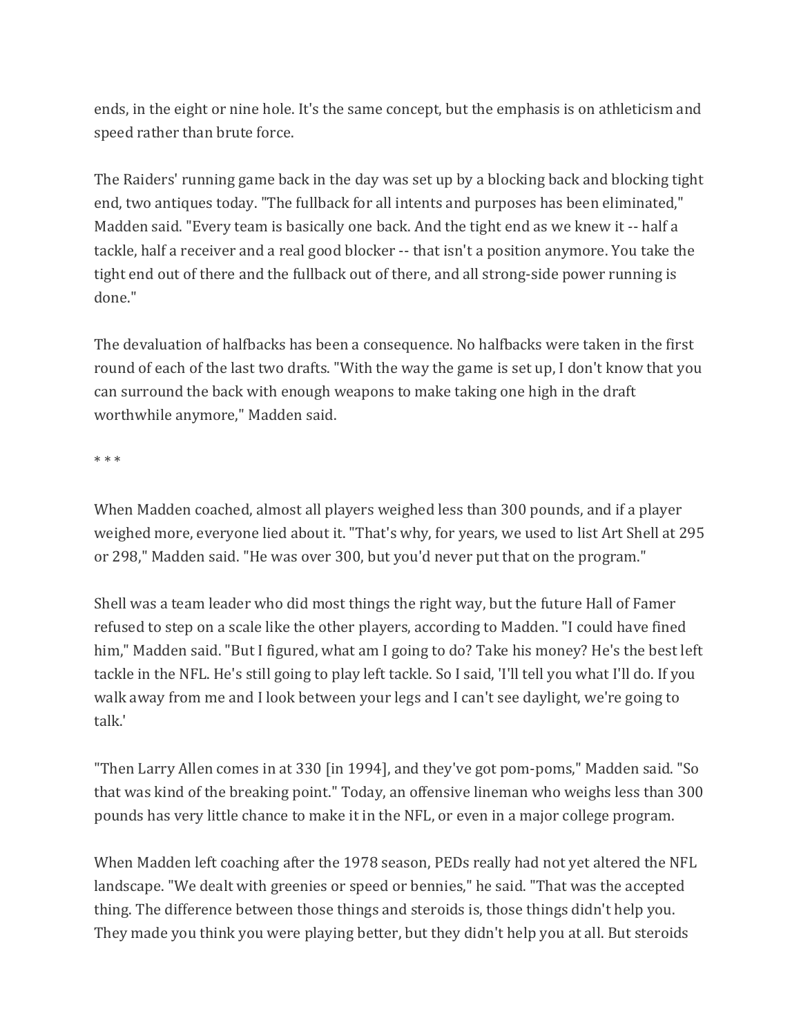ends, in the eight or nine hole. It's the same concept, but the emphasis is on athleticism and speed rather than brute force.

The Raiders' running game back in the day was set up by a blocking back and blocking tight end, two antiques today. "The fullback for all intents and purposes has been eliminated," Madden said. "Every team is basically one back. And the tight end as we knew it -- half a tackle, half a receiver and a real good blocker -- that isn't a position anymore. You take the tight end out of there and the fullback out of there, and all strong-side power running is done."

The devaluation of halfbacks has been a consequence. No halfbacks were taken in the first round of each of the last two drafts. "With the way the game is set up, I don't know that you can surround the back with enough weapons to make taking one high in the draft worthwhile anymore," Madden said.

* * *

When Madden coached, almost all players weighed less than 300 pounds, and if a player weighed more, everyone lied about it. "That's why, for years, we used to list Art Shell at 295 or 298," Madden said. "He was over 300, but you'd never put that on the program."

Shell was a team leader who did most things the right way, but the future Hall of Famer refused to step on a scale like the other players, according to Madden. "I could have fined him," Madden said. "But I figured, what am I going to do? Take his money? He's the best left tackle in the NFL. He's still going to play left tackle. So I said, 'I'll tell you what I'll do. If you walk away from me and I look between your legs and I can't see daylight, we're going to talk.'

"Then Larry Allen comes in at 330 [in 1994], and they've got pom-poms," Madden said. "So that was kind of the breaking point." Today, an offensive lineman who weighs less than 300 pounds has very little chance to make it in the NFL, or even in a major college program.

When Madden left coaching after the 1978 season, PEDs really had not yet altered the NFL landscape. "We dealt with greenies or speed or bennies," he said. "That was the accepted thing. The difference between those things and steroids is, those things didn't help you. They made you think you were playing better, but they didn't help you at all. But steroids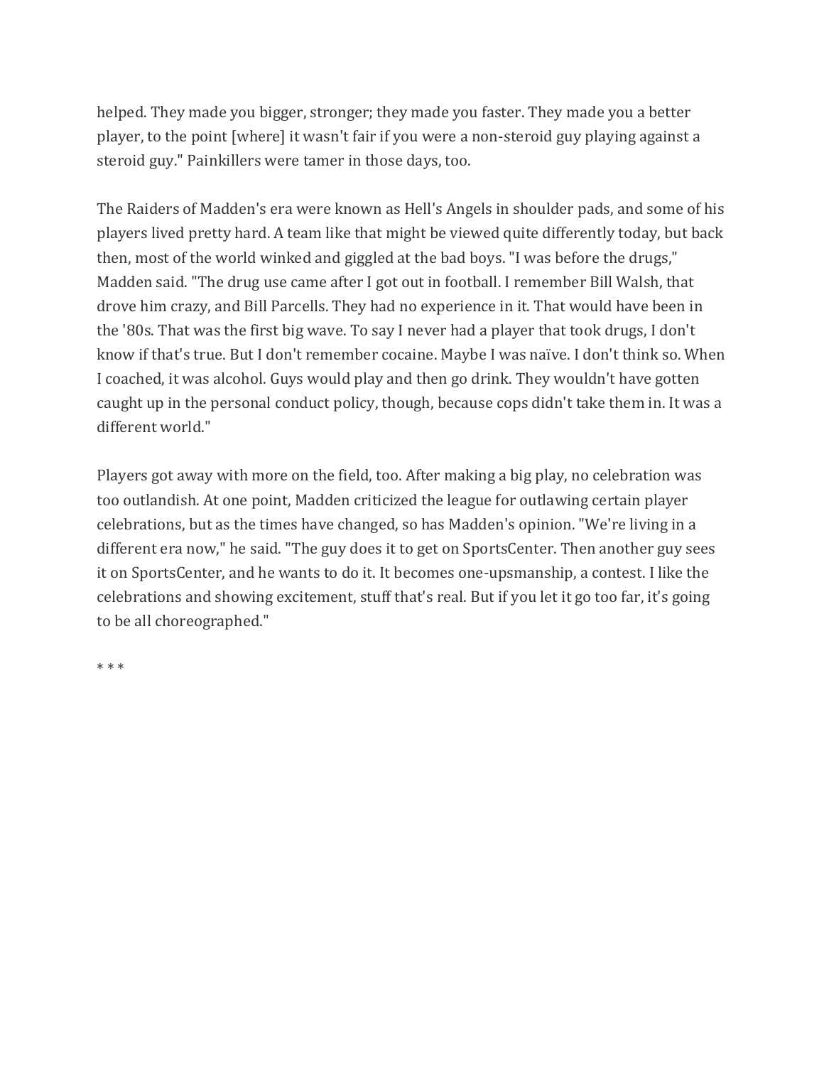helped. They made you bigger, stronger; they made you faster. They made you a better player, to the point [where] it wasn't fair if you were a non-steroid guy playing against a steroid guy." Painkillers were tamer in those days, too.

The Raiders of Madden's era were known as Hell's Angels in shoulder pads, and some of his players lived pretty hard. A team like that might be viewed quite differently today, but back then, most of the world winked and giggled at the bad boys. "I was before the drugs," Madden said. "The drug use came after I got out in football. I remember Bill Walsh, that drove him crazy, and Bill Parcells. They had no experience in it. That would have been in the '80s. That was the first big wave. To say I never had a player that took drugs, I don't know if that's true. But I don't remember cocaine. Maybe I was naïve. I don't think so. When I coached, it was alcohol. Guys would play and then go drink. They wouldn't have gotten caught up in the personal conduct policy, though, because cops didn't take them in. It was a different world."

Players got away with more on the field, too. After making a big play, no celebration was too outlandish. At one point, Madden criticized the league for outlawing certain player celebrations, but as the times have changed, so has Madden's opinion. "We're living in a different era now," he said. "The guy does it to get on SportsCenter. Then another guy sees it on SportsCenter, and he wants to do it. It becomes one-upsmanship, a contest. I like the celebrations and showing excitement, stuff that's real. But if you let it go too far, it's going to be all choreographed."

* * *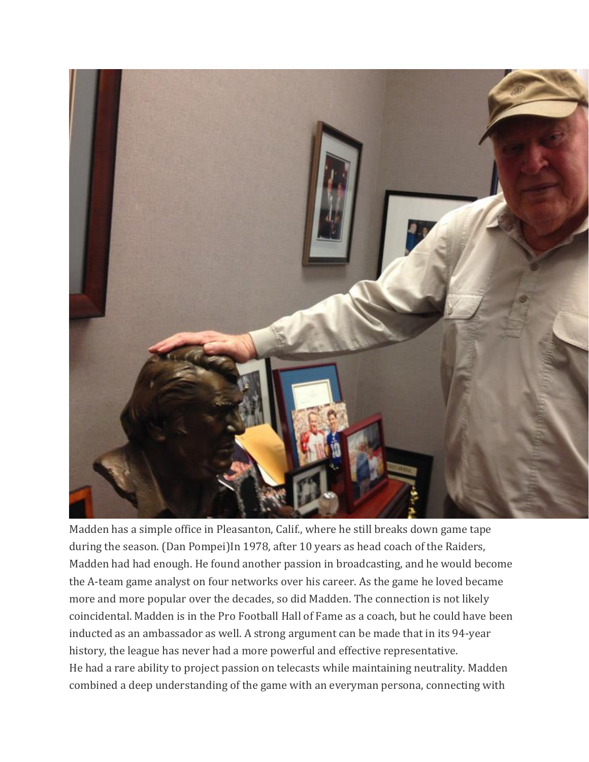Madden has a simple office in Pleasanton, Calif., where he still breaks down game tape during the season. (Dan Pompei)In 1978, after 10 years as head coach of the Raiders, Madden had had enough. He found another passion in broadcasting, and he would become the A-team game analyst on four networks over his career. As the game he loved became more and more popular over the decades, so did Madden. The connection is not likely coincidental. Madden is in the Pro Football Hall of Fame as a coach, but he could have been inducted as an ambassador as well. A strong argument can be made that in its 94-year history, the league has never had a more powerful and effective representative.

He had a rare ability to project passion on telecasts while maintaining neutrality. Madden combined a deep understanding of the game with an everyman persona, connecting with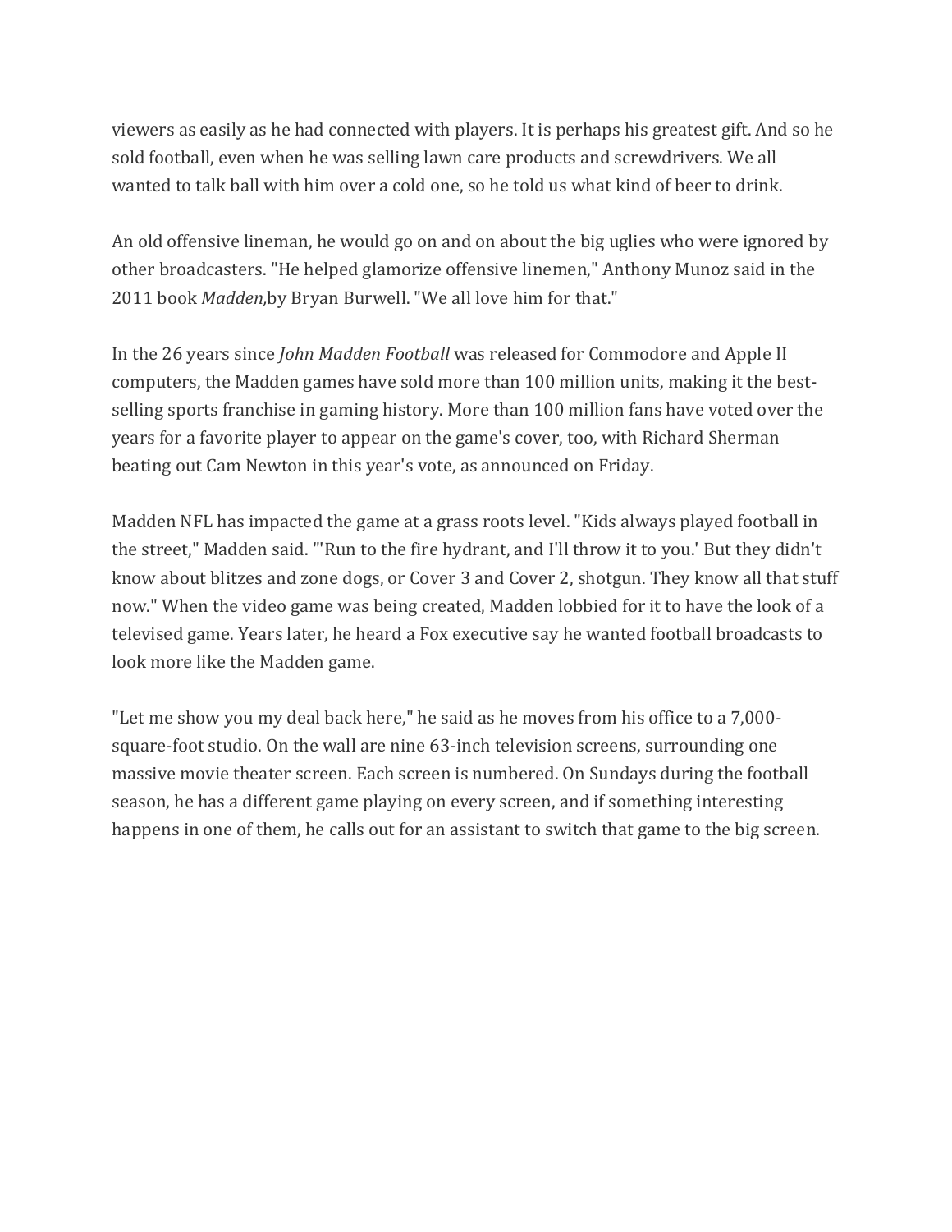viewers as easily as he had connected with players. It is perhaps his greatest gift. And so he sold football, even when he was selling lawn care products and screwdrivers. We all wanted to talk ball with him over a cold one, so he told us what kind of beer to drink.

An old offensive lineman, he would go on and on about the big uglies who were ignored by other broadcasters. "He helped glamorize offensive linemen," Anthony Munoz said in the 2011 book *Madden,*by Bryan Burwell. "We all love him for that."

In the 26 years since *John Madden Football* was released for Commodore and Apple II computers, the Madden games have sold more than 100 million units, making it the best-selling sports franchise in gaming history. More than 100 million fans have voted over the years for a favorite player to appear on the game's cover, too, with Richard Sherman beating out Cam Newton in this year's vote, as announced on Friday.

Madden NFL has impacted the game at a grass roots level. "Kids always played football in the street," Madden said. "'Run to the fire hydrant, and I'll throw it to you.' But they didn't know about blitzes and zone dogs, or Cover 3 and Cover 2, shotgun. They know all that stuff now." When the video game was being created, Madden lobbied for it to have the look of a televised game. Years later, he heard a Fox executive say he wanted football broadcasts to look more like the Madden game.

"Let me show you my deal back here," he said as he moves from his office to a 7,000-square-foot studio. On the wall are nine 63-inch television screens, surrounding one massive movie theater screen. Each screen is numbered. On Sundays during the football season, he has a different game playing on every screen, and if something interesting happens in one of them, he calls out for an assistant to switch that game to the big screen.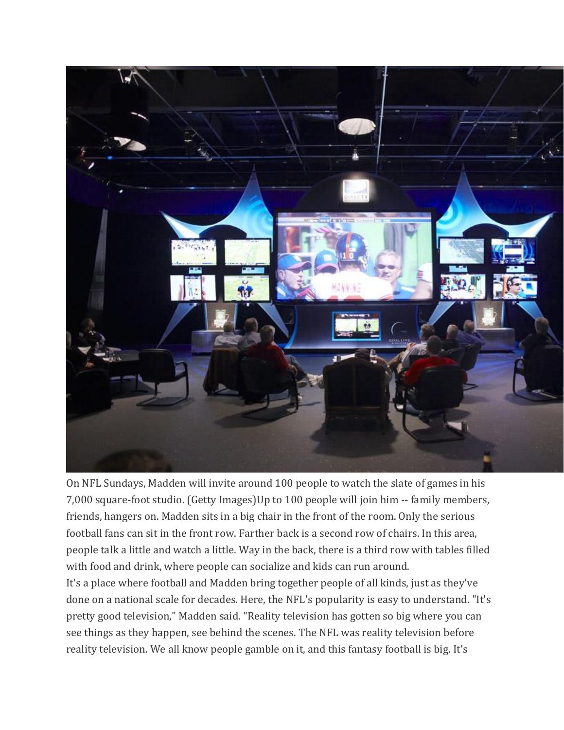On NFL Sundays, Madden will invite around 100 people to watch the slate of games in his 7,000 square-foot studio. (Getty Images)Up to 100 people will join him -- family members, friends, hangers on. Madden sits in a big chair in the front of the room. Only the serious football fans can sit in the front row. Farther back is a second row of chairs. In this area, people talk a little and watch a little. Way in the back, there is a third row with tables filled with food and drink, where people can socialize and kids can run around.

It's a place where football and Madden bring together people of all kinds, just as they've done on a national scale for decades. Here, the NFL's popularity is easy to understand. "It's pretty good television," Madden said. "Reality television has gotten so big where you can see things as they happen, see behind the scenes. The NFL was reality television before reality television. We all know people gamble on it, and this fantasy football is big. It's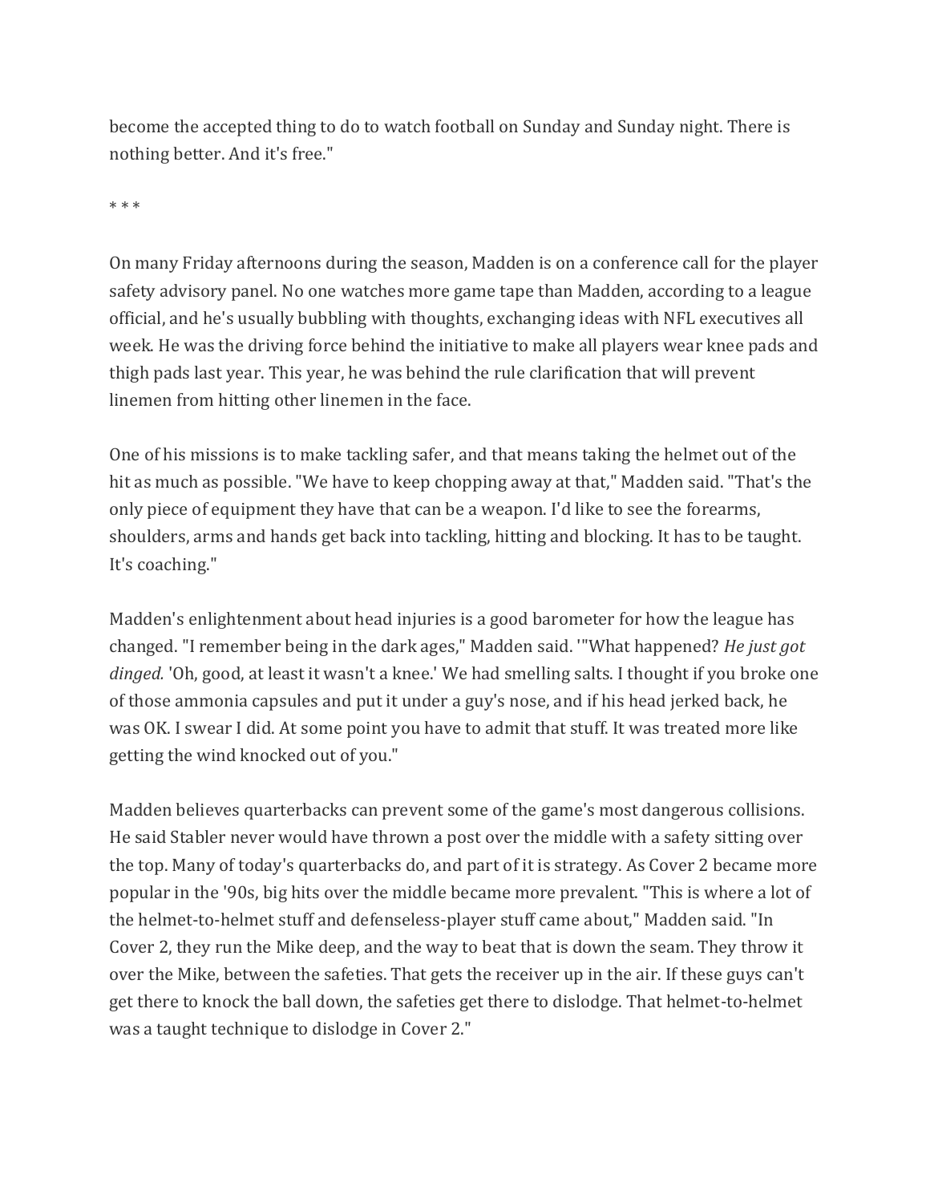become the accepted thing to do to watch football on Sunday and Sunday night. There is nothing better. And it's free."

* * *

On many Friday afternoons during the season, Madden is on a conference call for the player safety advisory panel. No one watches more game tape than Madden, according to a league official, and he's usually bubbling with thoughts, exchanging ideas with NFL executives all week. He was the driving force behind the initiative to make all players wear knee pads and thigh pads last year. This year, he was behind the rule clarification that will prevent linemen from hitting other linemen in the face.

One of his missions is to make tackling safer, and that means taking the helmet out of the hit as much as possible. "We have to keep chopping away at that," Madden said. "That's the only piece of equipment they have that can be a weapon. I'd like to see the forearms, shoulders, arms and hands get back into tackling, hitting and blocking. It has to be taught. It's coaching."

Madden's enlightenment about head injuries is a good barometer for how the league has changed. "I remember being in the dark ages," Madden said. '"What happened? *He just got dinged.* 'Oh, good, at least it wasn't a knee.' We had smelling salts. I thought if you broke one of those ammonia capsules and put it under a guy's nose, and if his head jerked back, he was OK. I swear I did. At some point you have to admit that stuff. It was treated more like getting the wind knocked out of you."

Madden believes quarterbacks can prevent some of the game's most dangerous collisions. He said Stabler never would have thrown a post over the middle with a safety sitting over the top. Many of today's quarterbacks do, and part of it is strategy. As Cover 2 became more popular in the '90s, big hits over the middle became more prevalent. "This is where a lot of the helmet-to-helmet stuff and defenseless-player stuff came about," Madden said. "In Cover 2, they run the Mike deep, and the way to beat that is down the seam. They throw it over the Mike, between the safeties. That gets the receiver up in the air. If these guys can't get there to knock the ball down, the safeties get there to dislodge. That helmet-to-helmet was a taught technique to dislodge in Cover 2."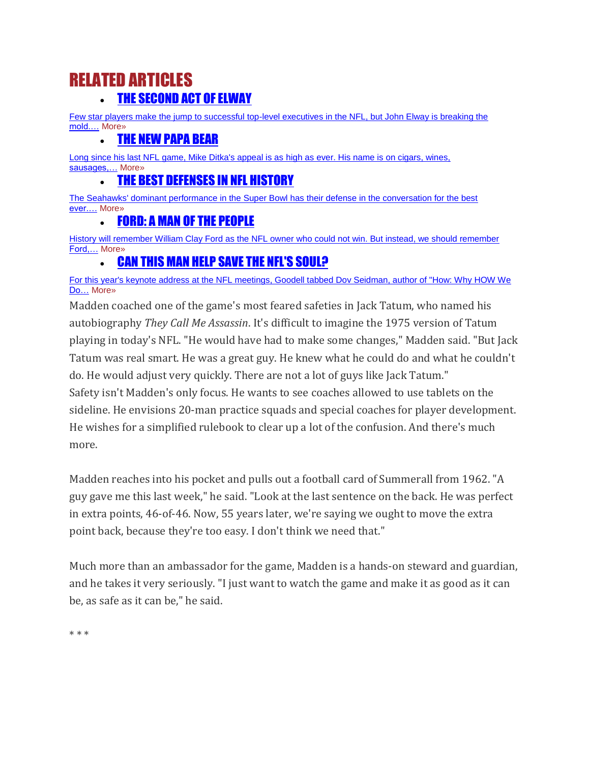## RELATED ARTICLES

- **[THE SECOND ACT OF ELWAY]**

Few star players make the jump to successful top-level executives in the NFL, but John Elway is breaking the mold.… More»

- **[THE NEW PAPA BEAR]**

Long since his last NFL game, Mike Ditka's appeal is as high as ever. His name is on cigars, wines, sausages,… More»

- **[THE BEST DEFENSES IN NFL HISTORY]**

The Seahawks' dominant performance in the Super Bowl has their defense in the conversation for the best ever.… More»

- **[FORD: A MAN OF THE PEOPLE]**

History will remember William Clay Ford as the NFL owner who could not win. But instead, we should remember Ford,… More»

- **[CAN THIS MAN HELP SAVE THE NFL'S SOUL?]**

For this year's keynote address at the NFL meetings, Goodell tabbed Dov Seidman, author of "How: Why HOW We Do… More»

Madden coached one of the game's most feared safeties in Jack Tatum, who named his autobiography *They Call Me Assassin*. It's difficult to imagine the 1975 version of Tatum playing in today's NFL. "He would have had to make some changes," Madden said. "But Jack Tatum was real smart. He was a great guy. He knew what he could do and what he couldn't do. He would adjust very quickly. There are not a lot of guys like Jack Tatum."

Safety isn't Madden's only focus. He wants to see coaches allowed to use tablets on the sideline. He envisions 20-man practice squads and special coaches for player development. He wishes for a simplified rulebook to clear up a lot of the confusion. And there's much more.

Madden reaches into his pocket and pulls out a football card of Summerall from 1962. "A guy gave me this last week," he said. "Look at the last sentence on the back. He was perfect in extra points, 46-of-46. Now, 55 years later, we're saying we ought to move the extra point back, because they're too easy. I don't think we need that."

Much more than an ambassador for the game, Madden is a hands-on steward and guardian, and he takes it very seriously. "I just want to watch the game and make it as good as it can be, as safe as it can be," he said.

* * *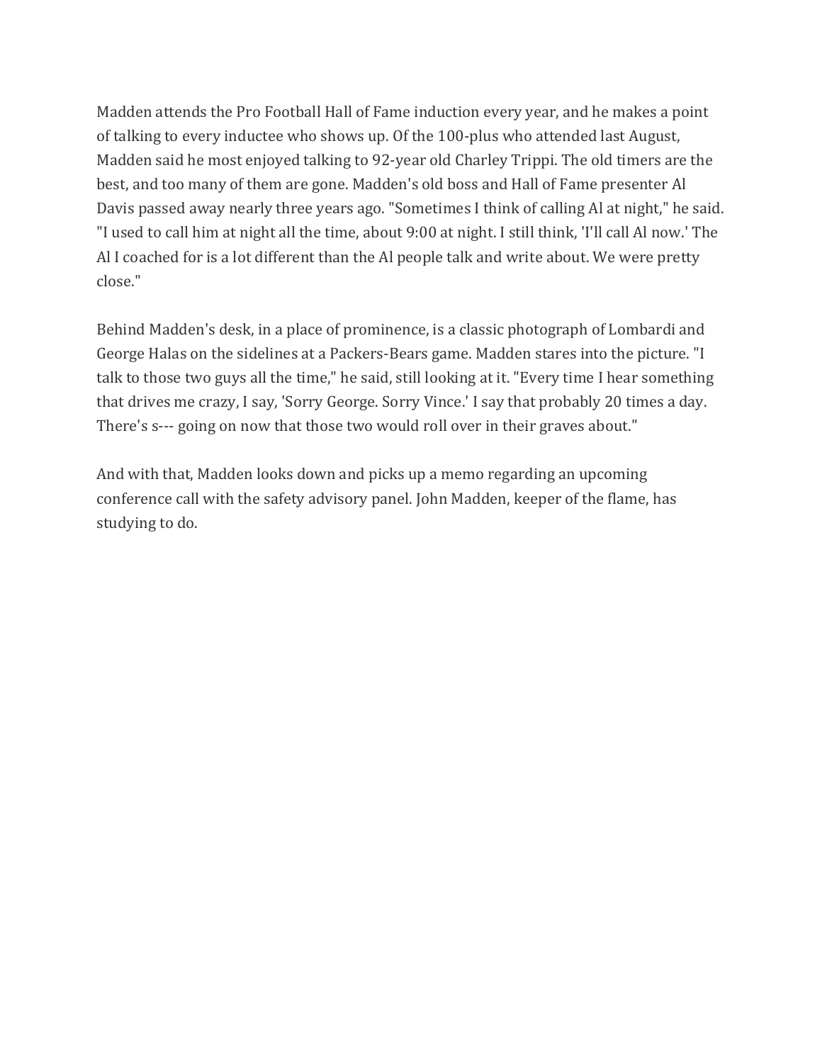Madden attends the Pro Football Hall of Fame induction every year, and he makes a point of talking to every inductee who shows up. Of the 100-plus who attended last August, Madden said he most enjoyed talking to 92-year old Charley Trippi. The old timers are the best, and too many of them are gone. Madden's old boss and Hall of Fame presenter Al Davis passed away nearly three years ago. "Sometimes I think of calling Al at night," he said. "I used to call him at night all the time, about 9:00 at night. I still think, 'I'll call Al now.' The Al I coached for is a lot different than the Al people talk and write about. We were pretty close."

Behind Madden's desk, in a place of prominence, is a classic photograph of Lombardi and George Halas on the sidelines at a Packers-Bears game. Madden stares into the picture. "I talk to those two guys all the time," he said, still looking at it. "Every time I hear something that drives me crazy, I say, 'Sorry George. Sorry Vince.' I say that probably 20 times a day. There's s--- going on now that those two would roll over in their graves about."

And with that, Madden looks down and picks up a memo regarding an upcoming conference call with the safety advisory panel. John Madden, keeper of the flame, has studying to do.